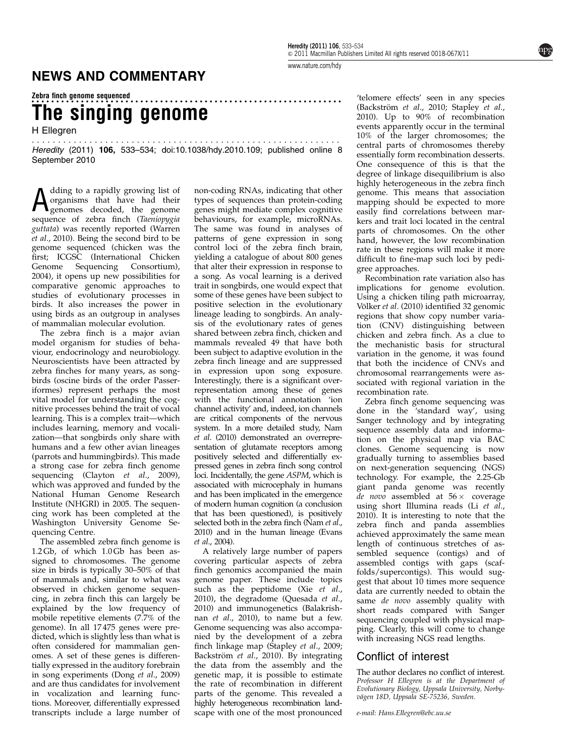## NEWS AND COMMENTARY

Zebra finch genome sequenced

# The singing genome

H Ellegren

*Heredity* (2011) **106,** 533–534; doi:10.1038/hdy.2010.109; published online 8 September 2010

Adding to a rapidly growing list of organisms that have had their genomes decoded, the genome sequence of zebra finch (*Taeniopygia guttata*) was recently reported (Warren *et al*., 2010). Being the second bird to be genome sequenced (chicken was the first; ICGSC (International Chicken Genome Sequencing Consortium), 2004), it opens up new possibilities for comparative genomic approaches to studies of evolutionary processes in birds. It also increases the power in using birds as an outgroup in analyses of mammalian molecular evolution.

The zebra finch is a major avian model organism for studies of behaviour, endocrinology and neurobiology. Neuroscientists have been attracted by zebra finches for many years, as songbirds (oscine birds of the order Passeriformes) represent perhaps the most vital model for understanding the cognitive processes behind the trait of vocal learning. This is a complex trait—which includes learning, memory and vocalization—that songbirds only share with humans and a few other avian lineages (parrots and hummingbirds). This made a strong case for zebra finch genome sequencing (Clayton *et al*., 2009), which was approved and funded by the National Human Genome Research Institute (NHGRI) in 2005. The sequencing work has been completed at the Washington University Genome Sequencing Centre.

The assembled zebra finch genome is 1.2 Gb, of which 1.0 Gb has been assigned to chromosomes. The genome size in birds is typically 30–50% of that of mammals and, similar to what was observed in chicken genome sequencing, in zebra finch this can largely be explained by the low frequency of mobile repetitive elements (7.7% of the genome). In all 17 475 genes were predicted, which is slightly less than what is often considered for mammalian genomes. A set of these genes is differentially expressed in the auditory forebrain in song experiments (Dong *et al*., 2009) and are thus candidates for involvement in vocalization and learning functions. Moreover, differentially expressed transcripts include a large number of non-coding RNAs, indicating that other types of sequences than protein-coding genes might mediate complex cognitive behaviours, for example, microRNAs. The same was found in analyses of patterns of gene expression in song control loci of the zebra finch brain, yielding a catalogue of about 800 genes that alter their expression in response to a song. As vocal learning is a derived trait in songbirds, one would expect that some of these genes have been subject to positive selection in the evolutionary lineage leading to songbirds. An analysis of the evolutionary rates of genes shared between zebra finch, chicken and mammals revealed 49 that have both been subject to adaptive evolution in the zebra finch lineage and are suppressed in expression upon song exposure. Interestingly, there is a significant overrepresentation among these of genes with the functional annotation 'ion channel activity' and, indeed, ion channels are critical components of the nervous system. In a more detailed study, Nam *et al*. (2010) demonstrated an overrepresentation of glutamate receptors among positively selected and differentially expressed genes in zebra finch song control loci. Incidentally, the gene *ASPM*, which is associated with microcephaly in humans and has been implicated in the emergence of modern human cognition (a conclusion that has been questioned), is positively selected both in the zebra finch (Nam *et al*., 2010) and in the human lineage (Evans *et al*., 2004).

A relatively large number of papers covering particular aspects of zebra finch genomics accompanied the main genome paper. These include topics such as the peptidome (Xie *et al*., 2010), the degradome (Quesada *et al*., 2010) and immunogenetics (Balakrishnan *et al*., 2010), to name but a few. Genome sequencing was also accompanied by the development of a zebra finch linkage map (Stapley *et al*., 2009; Backström *et al*., 2010). By integrating the data from the assembly and the genetic map, it is possible to estimate the rate of recombination in different parts of the genome. This revealed a highly heterogeneous recombination landscape with one of the most pronounced 'telomere effects' seen in any species (Backström *et al*., 2010; Stapley *et al*., 2010). Up to 90% of recombination events apparently occur in the terminal 10% of the larger chromosomes; the central parts of chromosomes thereby essentially form recombination desserts. One consequence of this is that the degree of linkage disequilibrium is also highly heterogeneous in the zebra finch genome. This means that association mapping should be expected to more easily find correlations between markers and trait loci located in the central parts of chromosomes. On the other hand, however, the low recombination rate in these regions will make it more difficult to fine-map such loci by pedigree approaches.

Recombination rate variation also has implications for genome evolution. Using a chicken tiling path microarray, Völker *et al*. (2010) identified 32 genomic regions that show copy number variation (CNV) distinguishing between chicken and zebra finch. As a clue to the mechanistic basis for structural variation in the genome, it was found that both the incidence of CNVs and chromosomal rearrangements were associated with regional variation in the recombination rate.

Zebra finch genome sequencing was done in the 'standard way', using Sanger technology and by integrating sequence assembly data and information on the physical map via BAC clones. Genome sequencing is now gradually turning to assemblies based on next-generation sequencing (NGS) technology. For example, the 2.25-Gb giant panda genome was recently *de novo* assembled at 56× coverage using short Illumina reads (Li *et al*., 2010). It is interesting to note that the zebra finch and panda assemblies achieved approximately the same mean length of continuous stretches of assembled sequence (contigs) and of assembled contigs with gaps (scaffolds/supercontigs). This would suggest that about 10 times more sequence data are currently needed to obtain the same *de novo* assembly quality with short reads compared with Sanger sequencing coupled with physical mapping. Clearly, this will come to change with increasing NGS read lengths.

## Conflict of interest

The author declares no conflict of interest.

*Professor H Ellegren is at the Department of Evolutionary Biology, Uppsala University, Norbyvägen 18D, Uppsala SE-75236, Sweden.*

*e-mail: Hans.Ellegren@ebc.uu.se*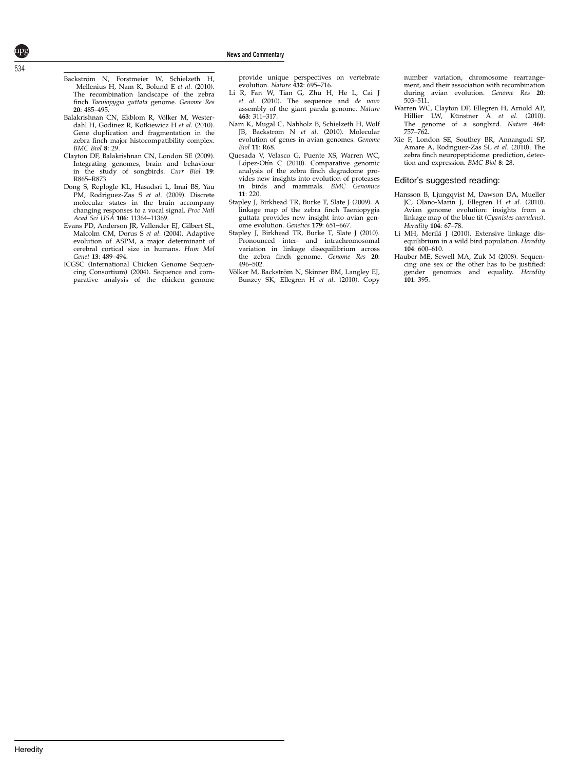Backström N, Forstmeier W, Schielzeth H, Mellenius H, Nam K, Bolund E *et al.* (2010). The recombination landscape of the zebra finch *Taeniopygia guttata* genome. *Genome Res* **20**: 485–495.

Balakrishnan CN, Ekblom R, Völker M, Westerdahl H, Godinez R, Kotkiewicz H *et al.* (2010). Gene duplication and fragmentation in the zebra finch major histocompatibility complex. *BMC Biol* **8**: 29.

Clayton DF, Balakrishnan CN, London SE (2009). Integrating genomes, brain and behaviour in the study of songbirds. *Curr Biol* **19**: R865–R873.

Dong S, Replogle KL, Hasadsri L, Imai BS, Yau PM, Rodriguez-Zas S *et al.* (2009). Discrete molecular states in the brain accompany changing responses to a vocal signal. *Proc Natl Acad Sci USA* **106**: 11364–11369.

Evans PD, Anderson JR, Vallender EJ, Gilbert SL, Malcolm CM, Dorus S *et al.* (2004). Adaptive evolution of ASPM, a major determinant of cerebral cortical size in humans. *Hum Mol Genet* **13**: 489–494.

ICGSC (International Chicken Genome Sequencing Consortium) (2004). Sequence and comparative analysis of the chicken genome provide unique perspectives on vertebrate evolution. *Nature* **432**: 695–716.

Li R, Fan W, Tian G, Zhu H, He L, Cai J *et al.* (2010). The sequence and *de novo* assembly of the giant panda genome. *Nature* **463**: 311–317.

Nam K, Mugal C, Nabholz B, Schielzeth H, Wolf JB, Backstrom N *et al.* (2010). Molecular evolution of genes in avian genomes. *Genome Biol* **11**: R68.

Quesada V, Velasco G, Puente XS, Warren WC, López-Otín C (2010). Comparative genomic analysis of the zebra finch degradome provides new insights into evolution of proteases in birds and mammals. *BMC Genomics* **11**: 220.

Stapley J, Birkhead TR, Burke T, Slate J (2009). A linkage map of the zebra finch Taeniopygia guttata provides new insight into avian genome evolution. *Genetics* **179**: 651–667.

Stapley J, Birkhead TR, Burke T, Slate J (2010). Pronounced inter- and intrachromosomal variation in linkage disequilibrium across the zebra finch genome. *Genome Res* **20**: 496–502.

Völker M, Backström N, Skinner BM, Langley EJ, Bunzey SK, Ellegren H *et al.* (2010). Copy number variation, chromosome rearrangement, and their association with recombination during avian evolution. *Genome Res* **20**: 503–511.

Warren WC, Clayton DF, Ellegren H, Arnold AP, Hillier LW, Künstner A *et al.* (2010). The genome of a songbird. *Nature* **464**: 757–762.

Xie F, London SE, Southey BR, Annangudi SP, Amare A, Rodriguez-Zas SL *et al.* (2010). The zebra finch neuropeptidome: prediction, detection and expression. *BMC Biol* **8**: 28.

## Editor's suggested reading:

Hansson B, Ljungqvist M, Dawson DA, Mueller JC, Olano-Marin J, Ellegren H *et al.* (2010). Avian genome evolution: insights from a linkage map of the blue tit (*Cyanistes caeruleus*). *Heredity* **104**: 67–78.

Li MH, Merilä J (2010). Extensive linkage disequilibrium in a wild bird population. *Heredity* **104**: 600–610.

Hauber ME, Sewell MA, Zuk M (2008). Sequencing one sex or the other has to be justified: gender genomics and equality. *Heredity* **101**: 395.